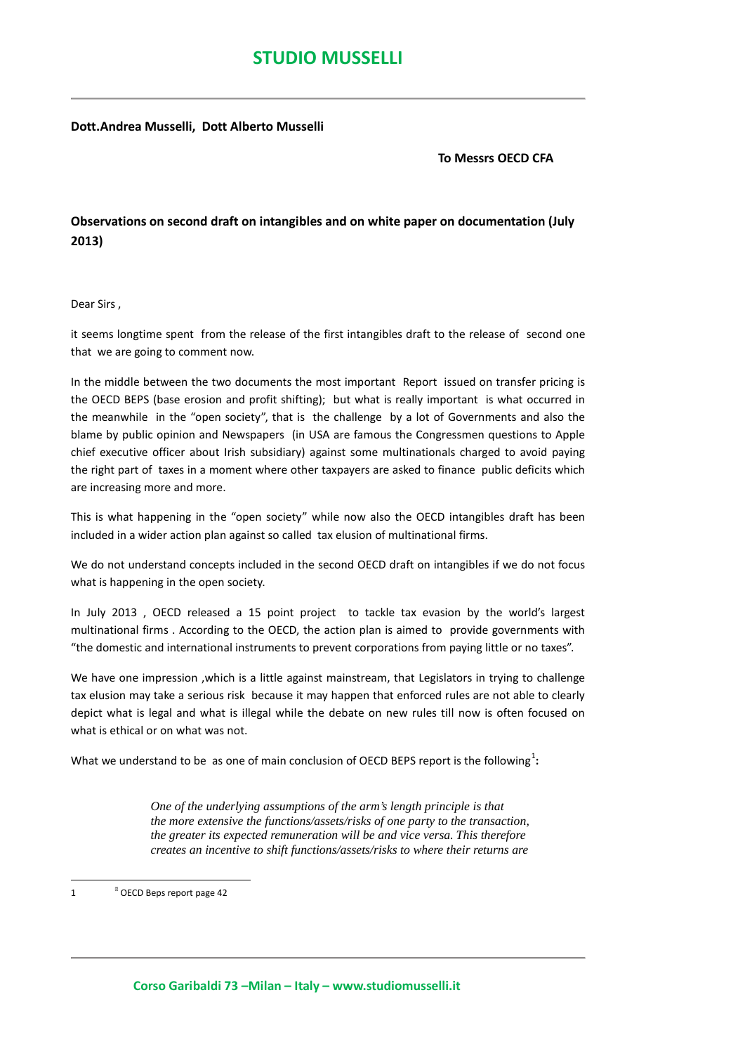# STUDIO MUSSELLI

**Dott.Andrea Musselli, Dott Alberto Musselli**

**To Messrs OECD CFA**

**Observations on second draft on intangibles and on white paper on documentation (July 2013)**

Dear Sirs ,

it seems longtime spent from the release of the first intangibles draft to the release of second one that we are going to comment now.

In the middle between the two documents the most important Report issued on transfer pricing is the OECD BEPS (base erosion and profit shifting); but what is really important is what occurred in the meanwhile in the "open society", that is the challenge by a lot of Governments and also the blame by public opinion and Newspapers (in USA are famous the Congressmen questions to Apple chief executive officer about Irish subsidiary) against some multinationals charged to avoid paying the right part of taxes in a moment where other taxpayers are asked to finance public deficits which are increasing more and more.

This is what happening in the "open society" while now also the OECD intangibles draft has been included in a wider action plan against so called tax elusion of multinational firms.

We do not understand concepts included in the second OECD draft on intangibles if we do not focus what is happening in the open society.

In July 2013 , OECD released a 15 point project to tackle tax evasion by the world's largest multinational firms . According to the OECD, the action plan is aimed to provide governments with "the domestic and international instruments to prevent corporations from paying little or no taxes".

We have one impression ,which is a little against mainstream, that Legislators in trying to challenge tax elusion may take a serious risk because it may happen that enforced rules are not able to clearly depict what is legal and what is illegal while the debate on new rules till now is often focused on what is ethical or on what was not.

What we understand to be as one of main conclusion of OECD BEPS report is the following[1]**:**

> *One of the underlying assumptions of the arm's length principle is that the more extensive the functions/assets/risks of one party to the transaction, the greater its expected remuneration will be and vice versa. This therefore creates an incentive to shift functions/assets/risks to where their returns are*

---

[1] OECD Beps report page 42

Corso Garibaldi 73 –Milan – Italy – www.studiomusselli.it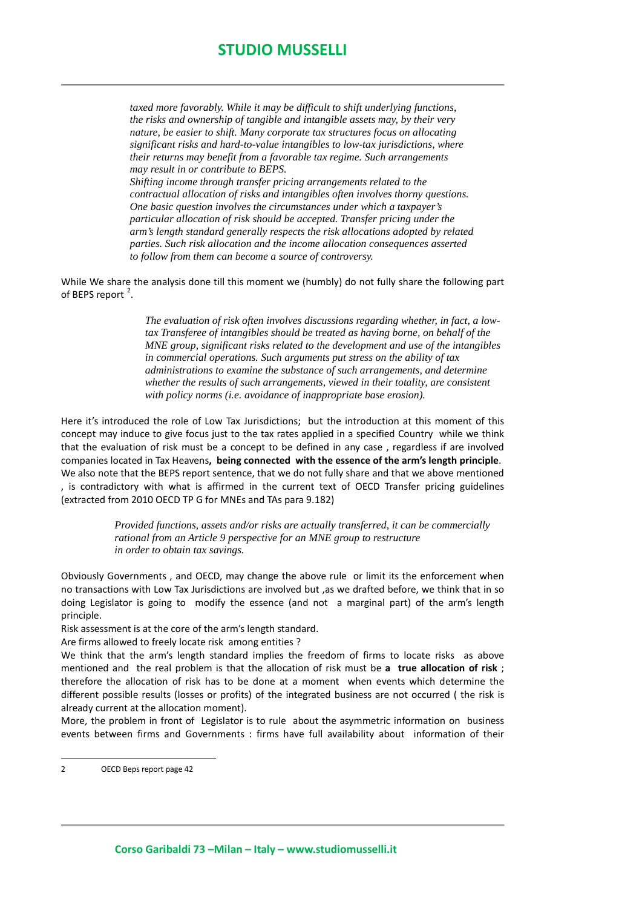> *taxed more favorably. While it may be difficult to shift underlying functions, the risks and ownership of tangible and intangible assets may, by their very nature, be easier to shift. Many corporate tax structures focus on allocating significant risks and hard-to-value intangibles to low-tax jurisdictions, where their returns may benefit from a favorable tax regime. Such arrangements may result in or contribute to BEPS.*
>
> *Shifting income through transfer pricing arrangements related to the contractual allocation of risks and intangibles often involves thorny questions. One basic question involves the circumstances under which a taxpayer's particular allocation of risk should be accepted. Transfer pricing under the arm's length standard generally respects the risk allocations adopted by related parties. Such risk allocation and the income allocation consequences asserted to follow from them can become a source of controversy.*

While We share the analysis done till this moment we (humbly) do not fully share the following part of BEPS report [2].

> *The evaluation of risk often involves discussions regarding whether, in fact, a low-tax Transferee of intangibles should be treated as having borne, on behalf of the MNE group, significant risks related to the development and use of the intangibles in commercial operations. Such arguments put stress on the ability of tax administrations to examine the substance of such arrangements, and determine whether the results of such arrangements, viewed in their totality, are consistent with policy norms (i.e. avoidance of inappropriate base erosion).*

Here it's introduced the role of Low Tax Jurisdictions; but the introduction at this moment of this concept may induce to give focus just to the tax rates applied in a specified Country while we think that the evaluation of risk must be a concept to be defined in any case , regardless if are involved companies located in Tax Heavens**, being connected with the essence of the arm's length principle**. We also note that the BEPS report sentence, that we do not fully share and that we above mentioned , is contradictory with what is affirmed in the current text of OECD Transfer pricing guidelines (extracted from 2010 OECD TP G for MNEs and TAs para 9.182)

> *Provided functions, assets and/or risks are actually transferred, it can be commercially rational from an Article 9 perspective for an MNE group to restructure in order to obtain tax savings.*

Obviously Governments , and OECD, may change the above rule or limit its the enforcement when no transactions with Low Tax Jurisdictions are involved but ,as we drafted before, we think that in so doing Legislator is going to modify the essence (and not a marginal part) of the arm's length principle.

Risk assessment is at the core of the arm's length standard.

Are firms allowed to freely locate risk among entities ?

We think that the arm's length standard implies the freedom of firms to locate risks as above mentioned and the real problem is that the allocation of risk must be **a true allocation of risk** ; therefore the allocation of risk has to be done at a moment when events which determine the different possible results (losses or profits) of the integrated business are not occurred ( the risk is already current at the allocation moment).

More, the problem in front of Legislator is to rule about the asymmetric information on business events between firms and Governments : firms have full availability about information of their

---

2 OECD Beps report page 42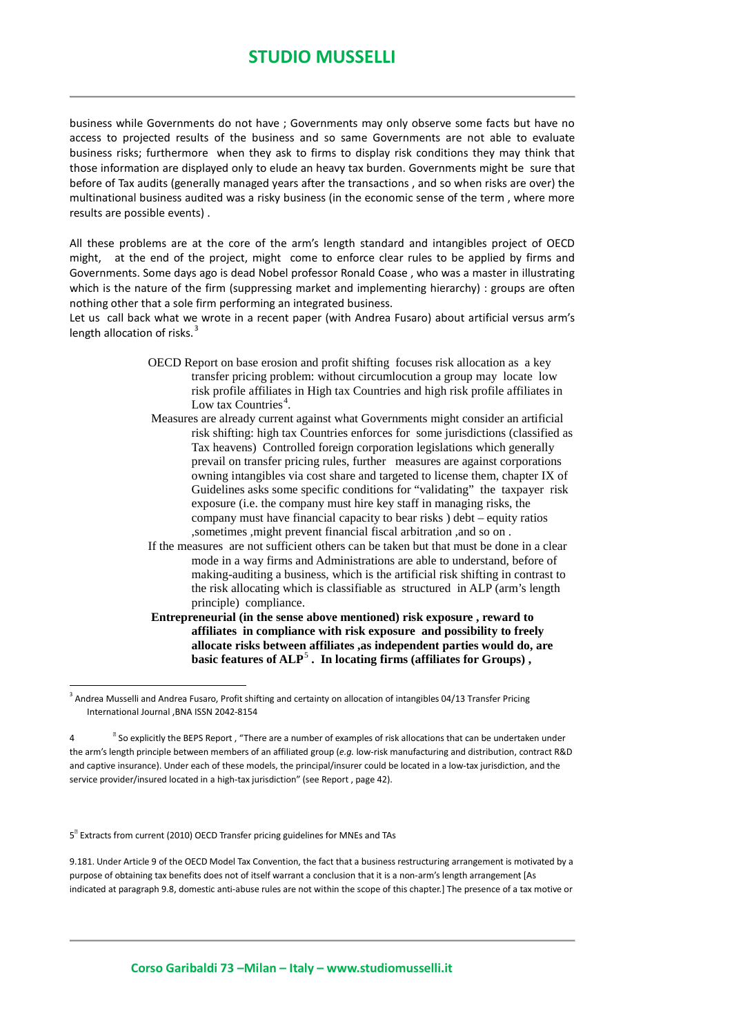business while Governments do not have ; Governments may only observe some facts but have no access to projected results of the business and so same Governments are not able to evaluate business risks; furthermore when they ask to firms to display risk conditions they may think that those information are displayed only to elude an heavy tax burden. Governments might be sure that before of Tax audits (generally managed years after the transactions , and so when risks are over) the multinational business audited was a risky business (in the economic sense of the term , where more results are possible events) .

All these problems are at the core of the arm's length standard and intangibles project of OECD might, at the end of the project, might come to enforce clear rules to be applied by firms and Governments. Some days ago is dead Nobel professor Ronald Coase , who was a master in illustrating which is the nature of the firm (suppressing market and implementing hierarchy) : groups are often nothing other that a sole firm performing an integrated business.

Let us call back what we wrote in a recent paper (with Andrea Fusaro) about artificial versus arm's length allocation of risks.[3]

> OECD Report on base erosion and profit shifting focuses risk allocation as a key transfer pricing problem: without circumlocution a group may locate low risk profile affiliates in High tax Countries and high risk profile affiliates in Low tax Countries[4].
>
> Measures are already current against what Governments might consider an artificial risk shifting: high tax Countries enforces for some jurisdictions (classified as Tax heavens) Controlled foreign corporation legislations which generally prevail on transfer pricing rules, further measures are against corporations owning intangibles via cost share and targeted to license them, chapter IX of Guidelines asks some specific conditions for "validating" the taxpayer risk exposure (i.e. the company must hire key staff in managing risks, the company must have financial capacity to bear risks ) debt – equity ratios ,sometimes ,might prevent financial fiscal arbitration ,and so on .
>
> If the measures are not sufficient others can be taken but that must be done in a clear mode in a way firms and Administrations are able to understand, before of making-auditing a business, which is the artificial risk shifting in contrast to the risk allocating which is classifiable as structured in ALP (arm's length principle) compliance.
>
> **Entrepreneurial (in the sense above mentioned) risk exposure , reward to affiliates in compliance with risk exposure and possibility to freely allocate risks between affiliates ,as independent parties would do, are basic features of ALP[5] . In locating firms (affiliates for Groups) ,**

---

[3] Andrea Musselli and Andrea Fusaro, Profit shifting and certainty on allocation of intangibles 04/13 Transfer Pricing International Journal ,BNA ISSN 2042-8154

[4] So explicitly the BEPS Report , "There are a number of examples of risk allocations that can be undertaken under the arm's length principle between members of an affiliated group (*e.g.* low-risk manufacturing and distribution, contract R&D and captive insurance). Under each of these models, the principal/insurer could be located in a low-tax jurisdiction, and the service provider/insured located in a high-tax jurisdiction" (see Report , page 42).

[5] Extracts from current (2010) OECD Transfer pricing guidelines for MNEs and TAs

9.181. Under Article 9 of the OECD Model Tax Convention, the fact that a business restructuring arrangement is motivated by a purpose of obtaining tax benefits does not of itself warrant a conclusion that it is a non-arm's length arrangement [As indicated at paragraph 9.8, domestic anti-abuse rules are not within the scope of this chapter.] The presence of a tax motive or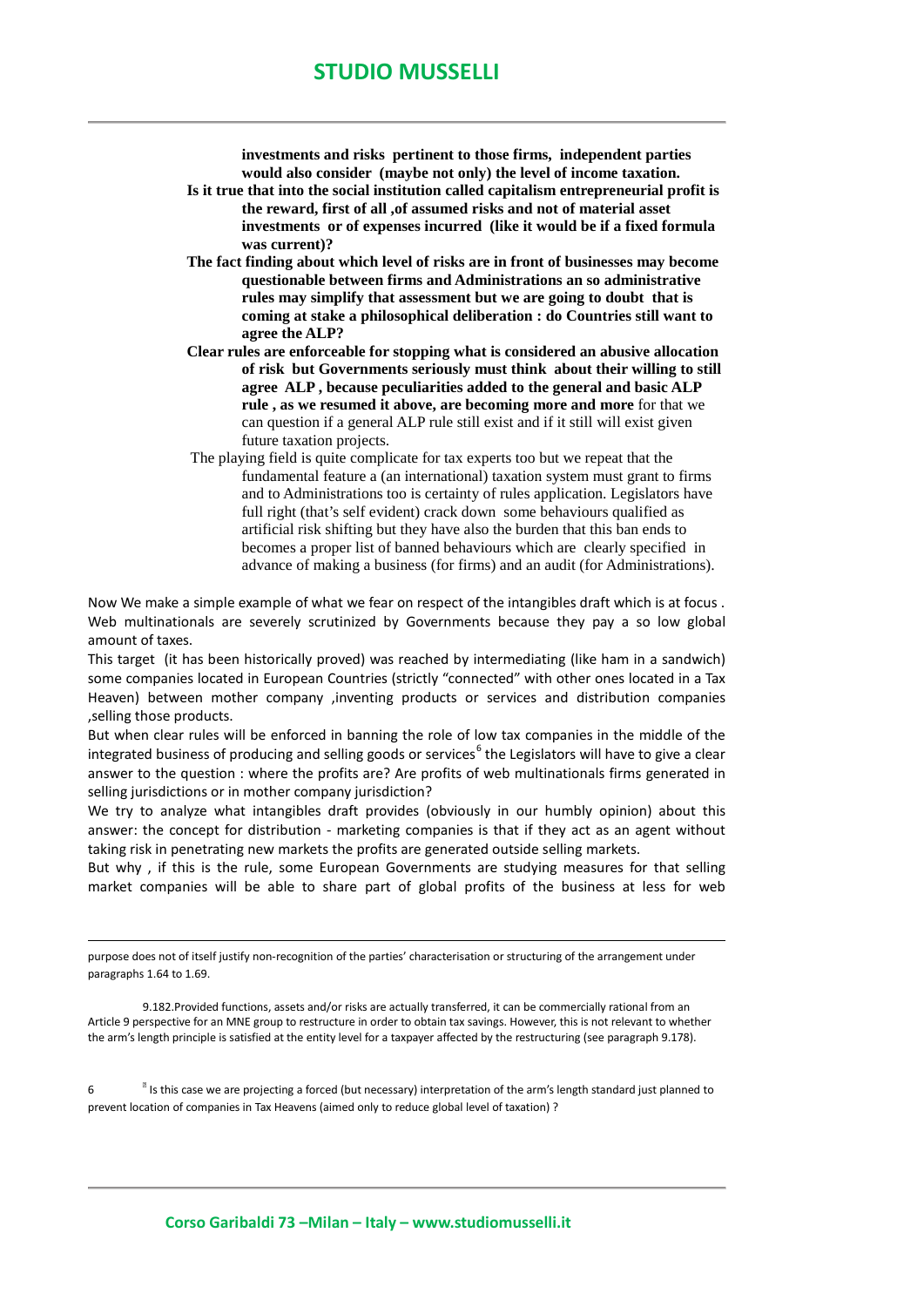**investments and risks pertinent to those firms, independent parties would also consider (maybe not only) the level of income taxation.**

**Is it true that into the social institution called capitalism entrepreneurial profit is the reward, first of all ,of assumed risks and not of material asset investments or of expenses incurred (like it would be if a fixed formula was current)?**

**The fact finding about which level of risks are in front of businesses may become questionable between firms and Administrations an so administrative rules may simplify that assessment but we are going to doubt that is coming at stake a philosophical deliberation : do Countries still want to agree the ALP?**

**Clear rules are enforceable for stopping what is considered an abusive allocation of risk but Governments seriously must think about their willing to still agree ALP , because peculiarities added to the general and basic ALP rule , as we resumed it above, are becoming more and more** for that we can question if a general ALP rule still exist and if it still will exist given future taxation projects.

The playing field is quite complicate for tax experts too but we repeat that the fundamental feature a (an international) taxation system must grant to firms and to Administrations too is certainty of rules application. Legislators have full right (that's self evident) crack down some behaviours qualified as artificial risk shifting but they have also the burden that this ban ends to becomes a proper list of banned behaviours which are clearly specified in advance of making a business (for firms) and an audit (for Administrations).

Now We make a simple example of what we fear on respect of the intangibles draft which is at focus . Web multinationals are severely scrutinized by Governments because they pay a so low global amount of taxes.

This target (it has been historically proved) was reached by intermediating (like ham in a sandwich) some companies located in European Countries (strictly "connected" with other ones located in a Tax Heaven) between mother company ,inventing products or services and distribution companies ,selling those products.

But when clear rules will be enforced in banning the role of low tax companies in the middle of the integrated business of producing and selling goods or services[6] the Legislators will have to give a clear answer to the question : where the profits are? Are profits of web multinationals firms generated in selling jurisdictions or in mother company jurisdiction?

We try to analyze what intangibles draft provides (obviously in our humbly opinion) about this answer: the concept for distribution - marketing companies is that if they act as an agent without taking risk in penetrating new markets the profits are generated outside selling markets.

But why , if this is the rule, some European Governments are studying measures for that selling market companies will be able to share part of global profits of the business at less for web

---

purpose does not of itself justify non-recognition of the parties' characterisation or structuring of the arrangement under paragraphs 1.64 to 1.69.

9.182.Provided functions, assets and/or risks are actually transferred, it can be commercially rational from an Article 9 perspective for an MNE group to restructure in order to obtain tax savings. However, this is not relevant to whether the arm's length principle is satisfied at the entity level for a taxpayer affected by the restructuring (see paragraph 9.178).

6 Is this case we are projecting a forced (but necessary) interpretation of the arm's length standard just planned to prevent location of companies in Tax Heavens (aimed only to reduce global level of taxation) ?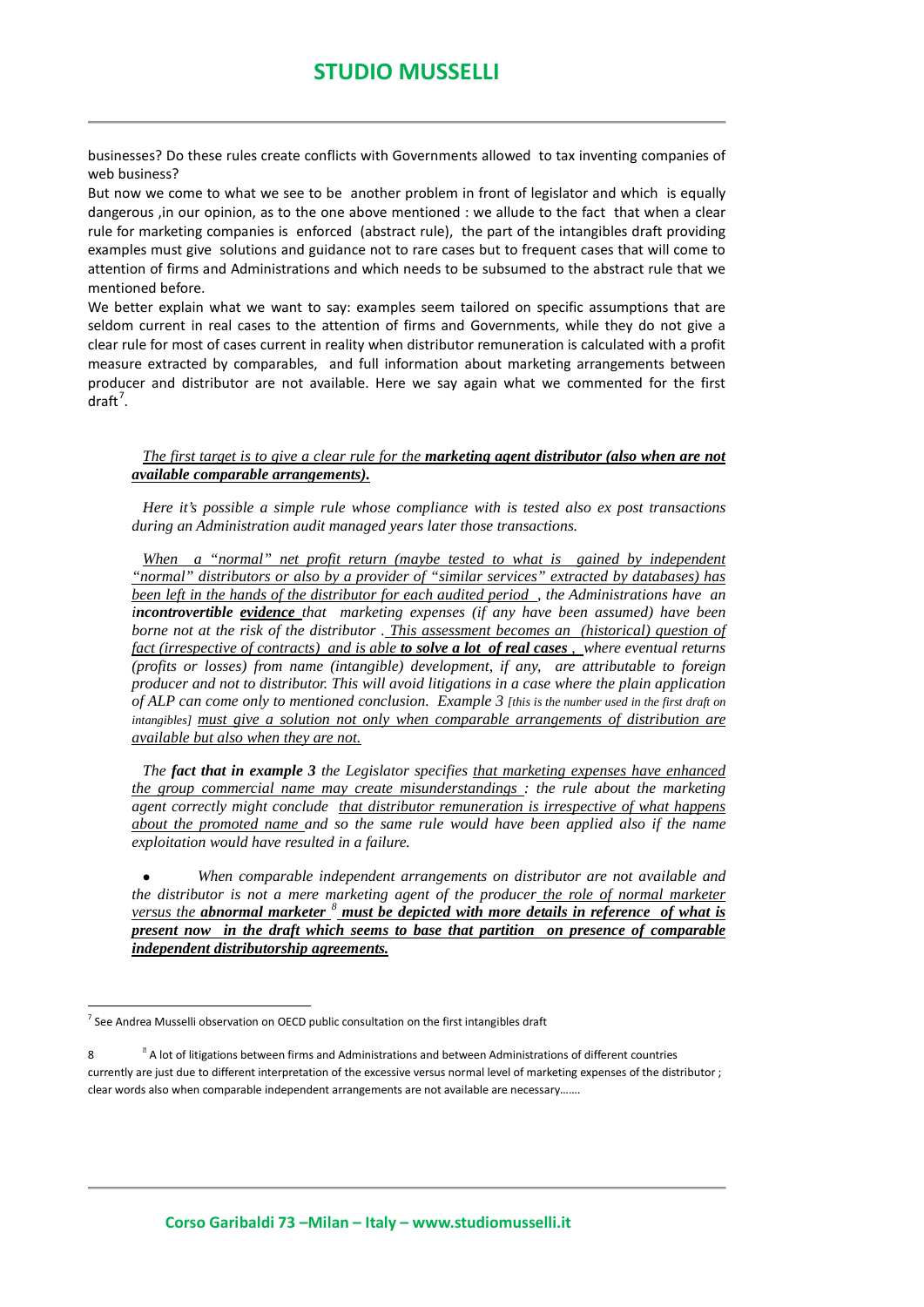businesses? Do these rules create conflicts with Governments allowed to tax inventing companies of web business?

But now we come to what we see to be another problem in front of legislator and which is equally dangerous ,in our opinion, as to the one above mentioned : we allude to the fact that when a clear rule for marketing companies is enforced (abstract rule), the part of the intangibles draft providing examples must give solutions and guidance not to rare cases but to frequent cases that will come to attention of firms and Administrations and which needs to be subsumed to the abstract rule that we mentioned before.

We better explain what we want to say: examples seem tailored on specific assumptions that are seldom current in real cases to the attention of firms and Governments, while they do not give a clear rule for most of cases current in reality when distributor remuneration is calculated with a profit measure extracted by comparables, and full information about marketing arrangements between producer and distributor are not available. Here we say again what we commented for the first draft[7].

*The first target is to give a clear rule for the* ***marketing agent distributor (also when are not available comparable arrangements).***

*Here it's possible a simple rule whose compliance with is tested also ex post transactions during an Administration audit managed years later those transactions.*

*When a "normal" net profit return (maybe tested to what is gained by independent "normal" distributors or also by a provider of "similar services" extracted by databases) has been left in the hands of the distributor for each audited period , the Administrations have an* ***incontrovertible evidence*** *that marketing expenses (if any have been assumed) have been borne not at the risk of the distributor . This assessment becomes an (historical) question of fact (irrespective of contracts) and is able* ***to solve a lot of real cases*** *, where eventual returns (profits or losses) from name (intangible) development, if any, are attributable to foreign producer and not to distributor. This will avoid litigations in a case where the plain application of ALP can come only to mentioned conclusion. Example 3 [this is the number used in the first draft on intangibles] must give a solution not only when comparable arrangements of distribution are available but also when they are not.*

*The* ***fact that in example 3*** *the Legislator specifies that marketing expenses have enhanced the group commercial name may create misunderstandings : the rule about the marketing agent correctly might conclude that distributor remuneration is irrespective of what happens about the promoted name and so the same rule would have been applied also if the name exploitation would have resulted in a failure.*

- *When comparable independent arrangements on distributor are not available and the distributor is not a mere marketing agent of the producer the role of normal marketer versus the* ***abnormal marketer*** [8] ***must be depicted with more details in reference of what is present now in the draft which seems to base that partition on presence of comparable independent distributorship agreements.***

---

[7] See Andrea Musselli observation on OECD public consultation on the first intangibles draft

[8] A lot of litigations between firms and Administrations and between Administrations of different countries currently are just due to different interpretation of the excessive versus normal level of marketing expenses of the distributor ; clear words also when comparable independent arrangements are not available are necessary…….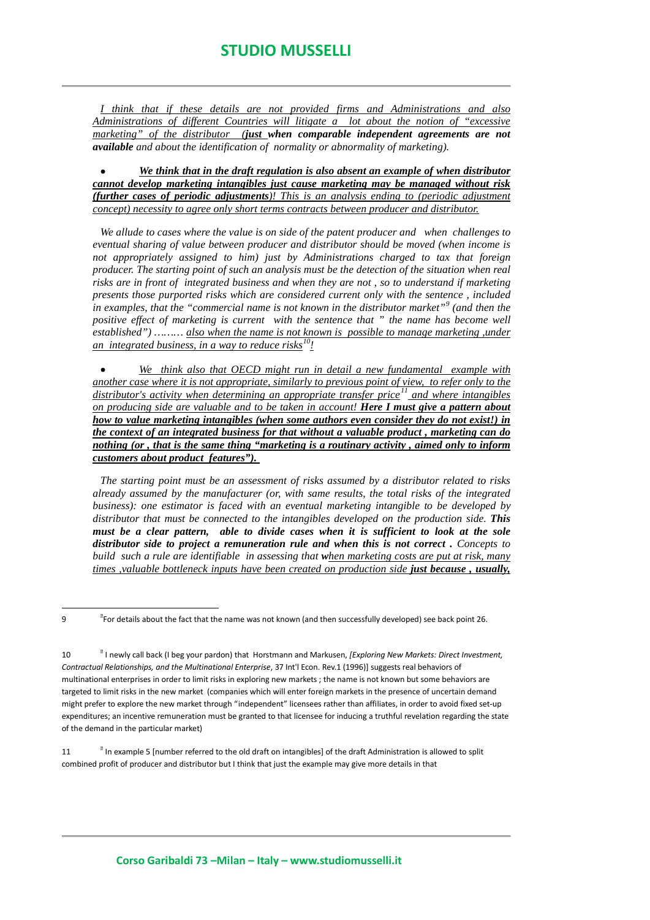*I think that if these details are not provided firms and Administrations and also Administrations of different Countries will litigate a lot about the notion of "excessive marketing" of the distributor* ***(just when comparable independent agreements are not available*** *and about the identification of normality or abnormality of marketing).*

- ***We think that in the draft regulation is also absent an example of when distributor cannot develop marketing intangibles just cause marketing may be managed without risk (further cases of periodic adjustments****)! This is an analysis ending to (periodic adjustment concept) necessity to agree only short terms contracts between producer and distributor.*

*We allude to cases where the value is on side of the patent producer and when challenges to eventual sharing of value between producer and distributor should be moved (when income is not appropriately assigned to him) just by Administrations charged to tax that foreign producer. The starting point of such an analysis must be the detection of the situation when real risks are in front of integrated business and when they are not , so to understand if marketing presents those purported risks which are considered current only with the sentence , included in examples, that the "commercial name is not known in the distributor market"[9] (and then the positive effect of marketing is current with the sentence that " the name has become well established") ……… also when the name is not known is possible to manage marketing ,under an integrated business, in a way to reduce risks[10]!*

- *We think also that OECD might run in detail a new fundamental example with another case where it is not appropriate, similarly to previous point of view, to refer only to the distributor's activity when determining an appropriate transfer price[11] and where intangibles on producing side are valuable and to be taken in account!* ***Here I must give a pattern about how to value marketing intangibles (when some authors even consider they do not exist!) in the context of an integrated business for that without a valuable product , marketing can do nothing (or , that is the same thing "marketing is a routinary activity , aimed only to inform customers about product features").***

*The starting point must be an assessment of risks assumed by a distributor related to risks already assumed by the manufacturer (or, with same results, the total risks of the integrated business): one estimator is faced with an eventual marketing intangible to be developed by distributor that must be connected to the intangibles developed on the production side.* ***This must be a clear pattern, able to divide cases when it is sufficient to look at the sole distributor side to project a remuneration rule and when this is not correct .*** *Concepts to build such a rule are identifiable in assessing that* ***w****hen marketing costs are put at risk, many times ,valuable bottleneck inputs have been created on production side* ***just because , usually,***

---

9 For details about the fact that the name was not known (and then successfully developed) see back point 26.

10 I newly call back (I beg your pardon) that Horstmann and Markusen, *[Exploring New Markets: Direct Investment, Contractual Relationships, and the Multinational Enterprise*, 37 Int'l Econ. Rev.1 (1996)] suggests real behaviors of multinational enterprises in order to limit risks in exploring new markets ; the name is not known but some behaviors are targeted to limit risks in the new market (companies which will enter foreign markets in the presence of uncertain demand might prefer to explore the new market through "independent" licensees rather than affiliates, in order to avoid fixed set-up expenditures; an incentive remuneration must be granted to that licensee for inducing a truthful revelation regarding the state of the demand in the particular market)

11 In example 5 [number referred to the old draft on intangibles] of the draft Administration is allowed to split combined profit of producer and distributor but I think that just the example may give more details in that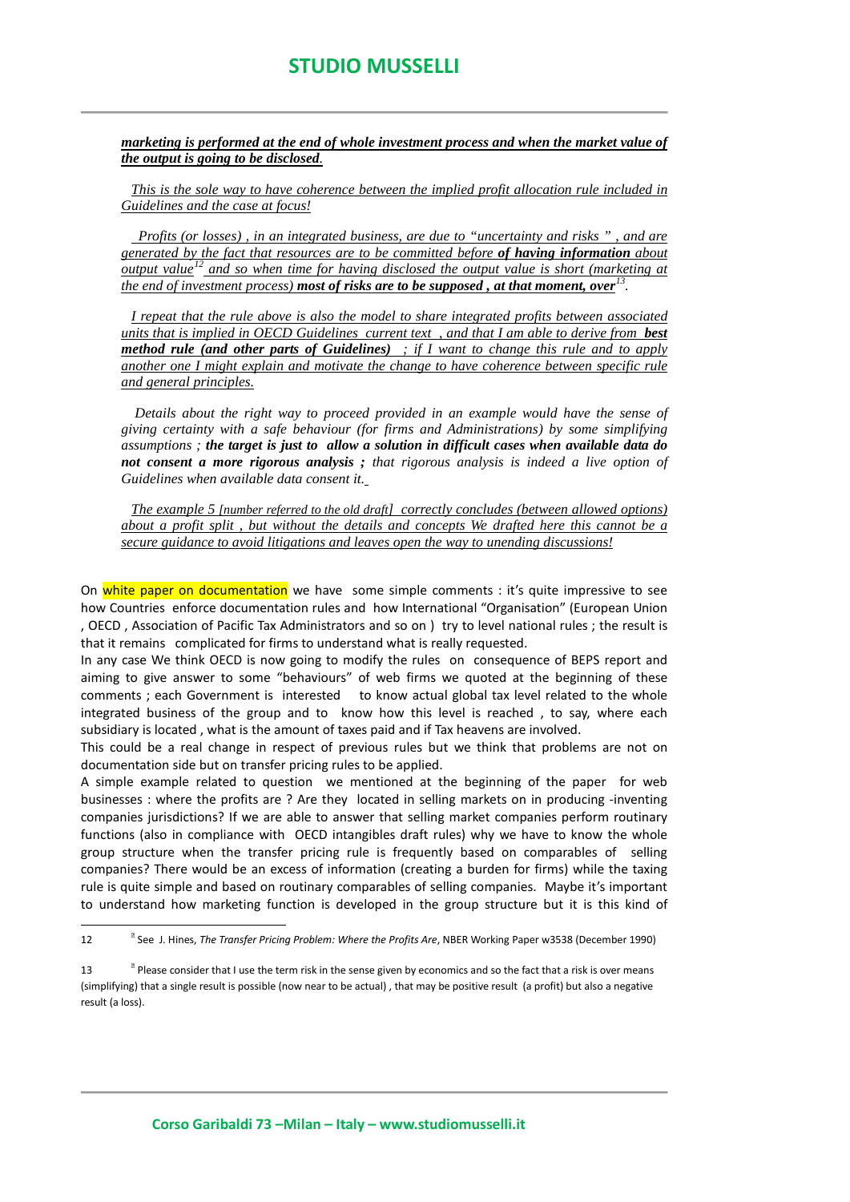***marketing is performed at the end of whole investment process and when the market value of the output is going to be disclosed.***

*This is the sole way to have coherence between the implied profit allocation rule included in Guidelines and the case at focus!*

*Profits (or losses) , in an integrated business, are due to "uncertainty and risks " , and are generated by the fact that resources are to be committed before **of having information** about output value*[12] *and so when time for having disclosed the output value is short (marketing at the end of investment process)* ***most of risks are to be supposed , at that moment, over***[13]*.*

*I repeat that the rule above is also the model to share integrated profits between associated units that is implied in OECD Guidelines current text , and that I am able to derive from **best method rule (and other parts of Guidelines)** ; if I want to change this rule and to apply another one I might explain and motivate the change to have coherence between specific rule and general principles.*

*Details about the right way to proceed provided in an example would have the sense of giving certainty with a safe behaviour (for firms and Administrations) by some simplifying assumptions ; **the target is just to allow a solution in difficult cases when available data do not consent a more rigorous analysis ;** that rigorous analysis is indeed a live option of Guidelines when available data consent it.*

*The example 5 [number referred to the old draft] correctly concludes (between allowed options) about a profit split , but without the details and concepts We drafted here this cannot be a secure guidance to avoid litigations and leaves open the way to unending discussions!*

On white paper on documentation we have some simple comments : it's quite impressive to see how Countries enforce documentation rules and how International "Organisation" (European Union , OECD , Association of Pacific Tax Administrators and so on ) try to level national rules ; the result is that it remains complicated for firms to understand what is really requested.

In any case We think OECD is now going to modify the rules on consequence of BEPS report and aiming to give answer to some "behaviours" of web firms we quoted at the beginning of these comments ; each Government is interested to know actual global tax level related to the whole integrated business of the group and to know how this level is reached , to say, where each subsidiary is located , what is the amount of taxes paid and if Tax heavens are involved.

This could be a real change in respect of previous rules but we think that problems are not on documentation side but on transfer pricing rules to be applied.

A simple example related to question we mentioned at the beginning of the paper for web businesses : where the profits are ? Are they located in selling markets on in producing -inventing companies jurisdictions? If we are able to answer that selling market companies perform routinary functions (also in compliance with OECD intangibles draft rules) why we have to know the whole group structure when the transfer pricing rule is frequently based on comparables of selling companies? There would be an excess of information (creating a burden for firms) while the taxing rule is quite simple and based on routinary comparables of selling companies. Maybe it's important to understand how marketing function is developed in the group structure but it is this kind of

---

12 See J. Hines, *The Transfer Pricing Problem: Where the Profits Are*, NBER Working Paper w3538 (December 1990)

13 Please consider that I use the term risk in the sense given by economics and so the fact that a risk is over means (simplifying) that a single result is possible (now near to be actual) , that may be positive result (a profit) but also a negative result (a loss).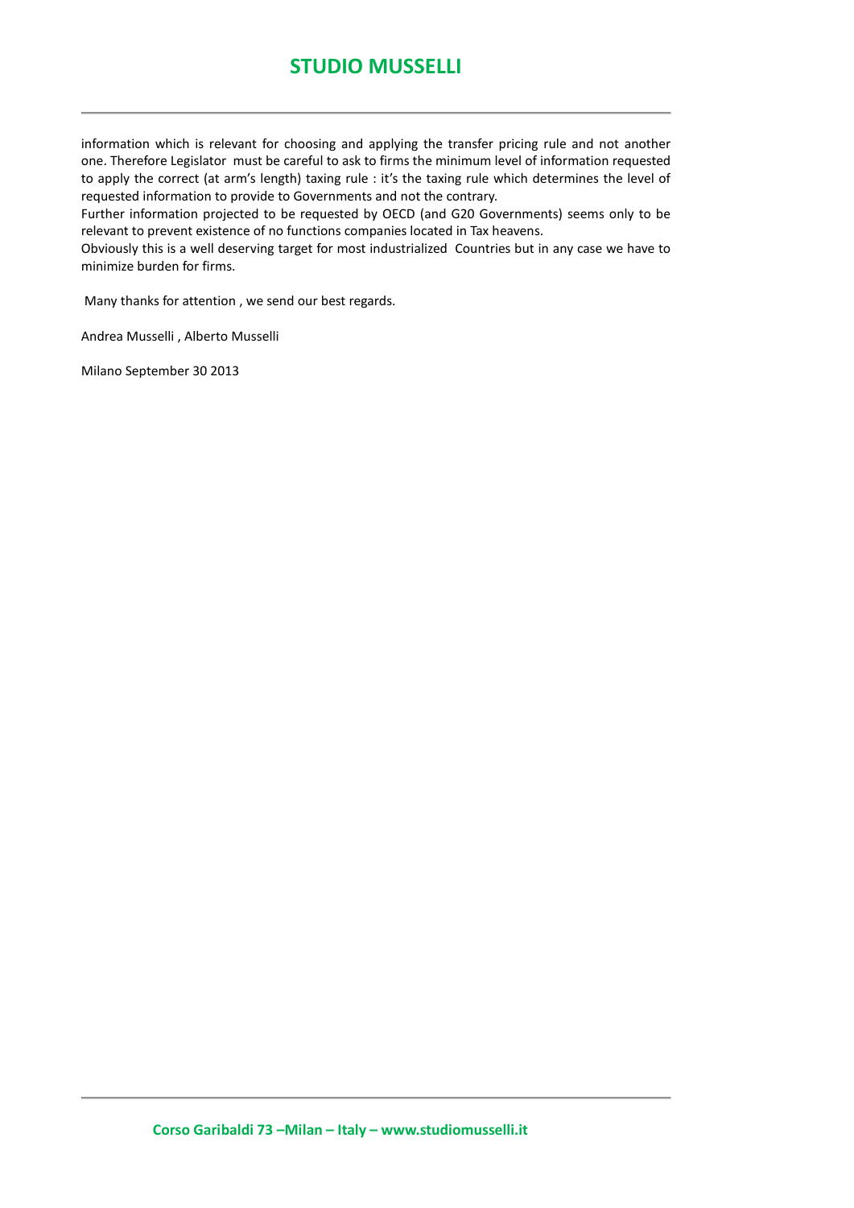information which is relevant for choosing and applying the transfer pricing rule and not another one. Therefore Legislator must be careful to ask to firms the minimum level of information requested to apply the correct (at arm's length) taxing rule : it's the taxing rule which determines the level of requested information to provide to Governments and not the contrary.

Further information projected to be requested by OECD (and G20 Governments) seems only to be relevant to prevent existence of no functions companies located in Tax heavens.

Obviously this is a well deserving target for most industrialized Countries but in any case we have to minimize burden for firms.

Many thanks for attention , we send our best regards.

Andrea Musselli , Alberto Musselli

Milano September 30 2013